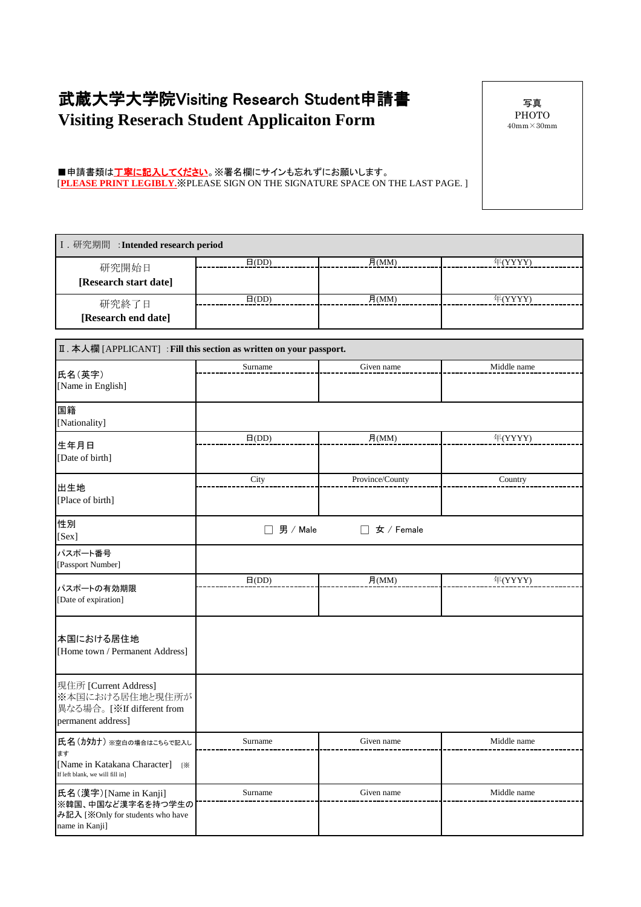# 武蔵大学大学院Visiting Research Student申請書
# Visiting Reserach Student Applicaiton Form

写真
PHOTO
40mm×30mm

■申請書類は**丁寧に記入してください**。※署名欄にサインも忘れずにお願いします。
[**PLEASE PRINT LEGIBLY.**※PLEASE SIGN ON THE SIGNATURE SPACE ON THE LAST PAGE. ]

| Ⅰ. 研究期間 :**Intended research period** | | | |
|---|---|---|---|
| 研究開始日<br>**[Research start date]** | 日(DD) | 月(MM) | 年(YYYY) |
| 研究終了日<br>**[Research end date]** | 日(DD) | 月(MM) | 年(YYYY) |

| Ⅱ. 本人欄 [APPLICANT] :**Fill this section as written on your passport.** | | | |
|---|---|---|---|
| 氏名(英字)<br>[Name in English] | Surname | Given name | Middle name |
| 国籍<br>[Nationality] | | | |
| 生年月日<br>[Date of birth] | 日(DD) | 月(MM) | 年(YYYY) |
| 出生地<br>[Place of birth] | City | Province/County | Country |
| 性別<br>[Sex] | □ 男 / Male | □ 女 / Female | |
| パスポート番号<br>[Passport Number] | | | |
| パスポートの有効期限<br>[Date of expiration] | 日(DD) | 月(MM) | 年(YYYY) |
| 本国における居住地<br>[Home town / Permanent Address] | | | |
| 現住所 [Current Address]<br>※本国における居住地と現住所が異なる場合。[※If different from permanent address] | | | |
| 氏名(カタカナ) ※空白の場合はこちらで記入します<br>[Name in Katakana Character] [※If left blank, we will fill in] | Surname | Given name | Middle name |
| 氏名(漢字)[Name in Kanji]<br>※韓国、中国など漢字名を持つ学生のみ記入 [※Only for students who have name in Kanji] | Surname | Given name | Middle name |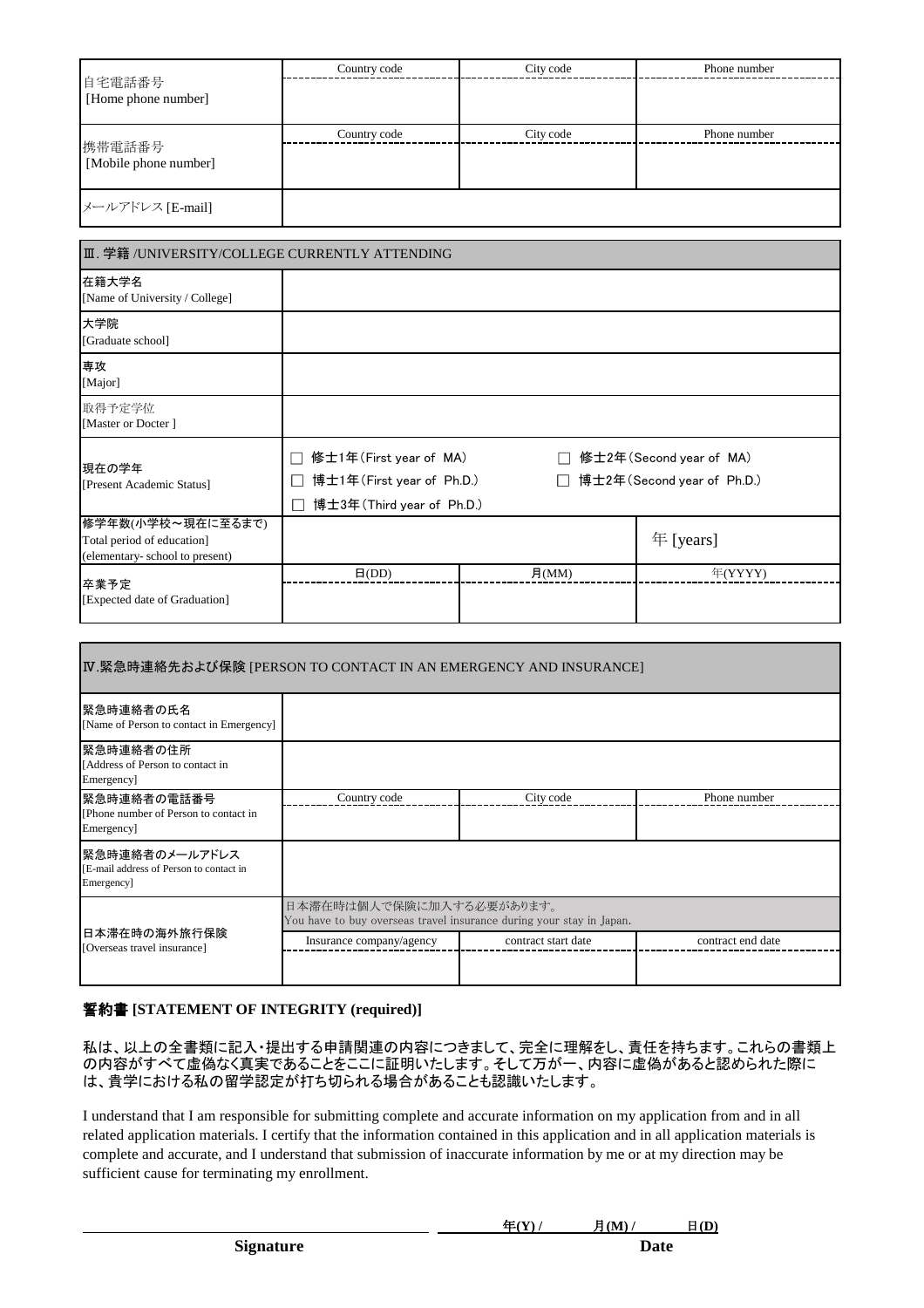| | Country code | City code | Phone number |
|---|---|---|---|
| 自宅電話番号 [Home phone number] | | | |

| | Country code | City code | Phone number |
|---|---|---|---|
| 携帯電話番号 [Mobile phone number] | | | |

| | |
|---|---|
| メールアドレス [E-mail] | |

| Ⅲ. 学籍 /UNIVERSITY/COLLEGE CURRENTLY ATTENDING | | | |
|---|---|---|---|
| 在籍大学名 [Name of University / College] | | | |
| 大学院 [Graduate school] | | | |
| 専攻 [Major] | | | |
| 取得予定学位 [Master or Docter ] | | | |
| 現在の学年 [Present Academic Status] | □ 修士1年(First year of MA)<br>□ 博士1年(First year of Ph.D.)<br>□ 博士3年(Third year of Ph.D.) | □ 修士2年(Second year of MA)<br>□ 博士2年(Second year of Ph.D.) | |
| 修学年数(小学校～現在に至るまで) [Total period of education] (elementary- school to present) | | | 年 [years] |
| 卒業予定 [Expected date of Graduation] | 日(DD) | 月(MM) | 年(YYYY) |
| | | | |

| Ⅳ.緊急時連絡先および保険 [PERSON TO CONTACT IN AN EMERGENCY AND INSURANCE] | | | |
|---|---|---|---|
| 緊急時連絡者の氏名 [Name of Person to contact in Emergency] | | | |
| 緊急時連絡者の住所 [Address of Person to contact in Emergency] | | | |
| 緊急時連絡者の電話番号 [Phone number of Person to contact in Emergency] | Country code | City code | Phone number |
| 緊急時連絡者のメールアドレス [E-mail address of Person to contact in Emergency] | | | |
| 日本滞在時の海外旅行保険 [Overseas travel insurance] | 日本滞在時は個人で保険に加入する必要があります。 You have to buy overseas travel insurance during your stay in Japan. | | |
| | Insurance company/agency | contract start date | contract end date |
| | | | |

## 誓約書 [STATEMENT OF INTEGRITY (required)]

私は、以上の全書類に記入・提出する申請関連の内容につきまして、完全に理解をし、責任を持ちます。これらの書類上の内容がすべて虚偽なく真実であることをここに証明いたします。そして万が一、内容に虚偽があると認められた際には、貴学における私の留学認定が打ち切られる場合があることも認識いたします。

I understand that I am responsible for submitting complete and accurate information on my application from and in all related application materials. I certify that the information contained in this application and in all application materials is complete and accurate, and I understand that submission of inaccurate information by me or at my direction may be sufficient cause for terminating my enrollment.

______________________________ 　　　年(Y) / 　　月(M) / 　　日(D)

**Signature** 　　　　　　　　　　　　**Date**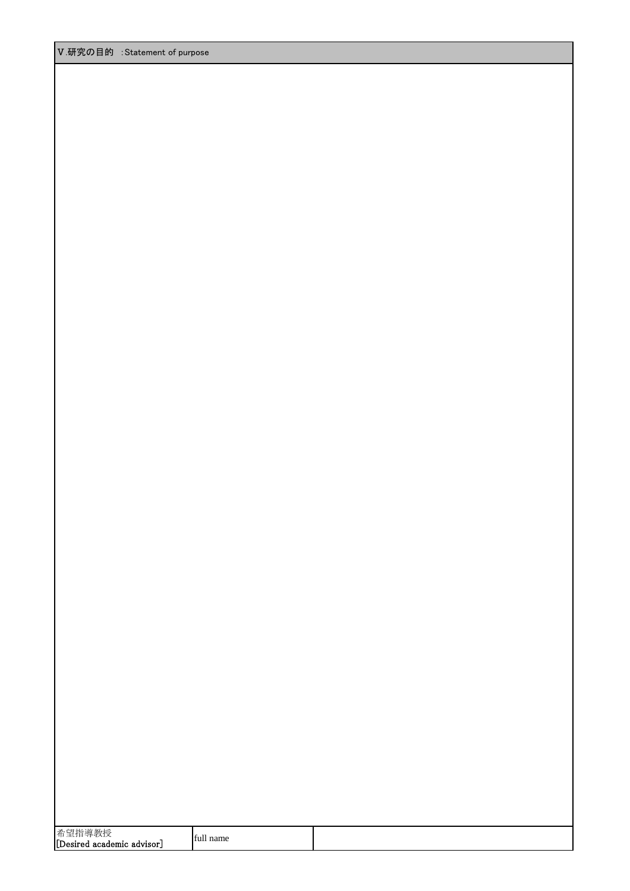## Ⅴ.研究の目的　:Statement of purpose

| | | |
|---|---|---|
| 希望指導教授<br>[Desired academic advisor] | full name | |